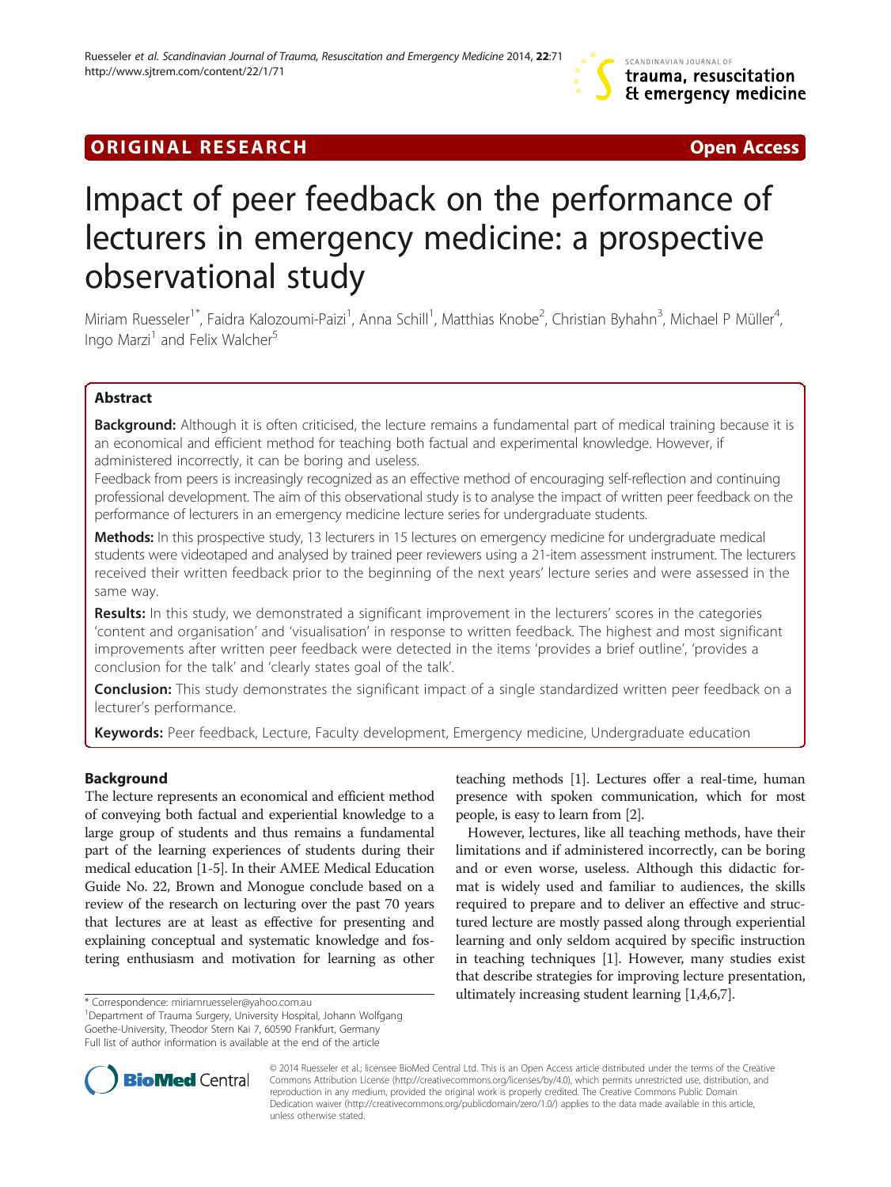## ORIGINAL RESEARCH

Open Access

# Impact of peer feedback on the performance of lecturers in emergency medicine: a prospective observational study

Miriam Ruesseler[1*], Faidra Kalozoumi-Paizi[1], Anna Schill[1], Matthias Knobe[2], Christian Byhahn[3], Michael P Müller[4], Ingo Marzi[1] and Felix Walcher[5]

## Abstract

**Background:** Although it is often criticised, the lecture remains a fundamental part of medical training because it is an economical and efficient method for teaching both factual and experimental knowledge. However, if administered incorrectly, it can be boring and useless.

Feedback from peers is increasingly recognized as an effective method of encouraging self-reflection and continuing professional development. The aim of this observational study is to analyse the impact of written peer feedback on the performance of lecturers in an emergency medicine lecture series for undergraduate students.

**Methods:** In this prospective study, 13 lecturers in 15 lectures on emergency medicine for undergraduate medical students were videotaped and analysed by trained peer reviewers using a 21-item assessment instrument. The lecturers received their written feedback prior to the beginning of the next years' lecture series and were assessed in the same way.

**Results:** In this study, we demonstrated a significant improvement in the lecturers' scores in the categories 'content and organisation' and 'visualisation' in response to written feedback. The highest and most significant improvements after written peer feedback were detected in the items 'provides a brief outline', 'provides a conclusion for the talk' and 'clearly states goal of the talk'.

**Conclusion:** This study demonstrates the significant impact of a single standardized written peer feedback on a lecturer's performance.

**Keywords:** Peer feedback, Lecture, Faculty development, Emergency medicine, Undergraduate education

## Background

The lecture represents an economical and efficient method of conveying both factual and experiential knowledge to a large group of students and thus remains a fundamental part of the learning experiences of students during their medical education [1-5]. In their AMEE Medical Education Guide No. 22, Brown and Monogue conclude based on a review of the research on lecturing over the past 70 years that lectures are at least as effective for presenting and explaining conceptual and systematic knowledge and fostering enthusiasm and motivation for learning as other teaching methods [1]. Lectures offer a real-time, human presence with spoken communication, which for most people, is easy to learn from [2].

However, lectures, like all teaching methods, have their limitations and if administered incorrectly, can be boring and or even worse, useless. Although this didactic format is widely used and familiar to audiences, the skills required to prepare and to deliver an effective and structured lecture are mostly passed along through experiential learning and only seldom acquired by specific instruction in teaching techniques [1]. However, many studies exist that describe strategies for improving lecture presentation, ultimately increasing student learning [1,4,6,7].

\* Correspondence: miriamruesseler@yahoo.com.au

[1]Department of Trauma Surgery, University Hospital, Johann Wolfgang Goethe-University, Theodor Stern Kai 7, 60590 Frankfurt, Germany

Full list of author information is available at the end of the article

© 2014 Ruesseler et al.; licensee BioMed Central Ltd. This is an Open Access article distributed under the terms of the Creative Commons Attribution License (http://creativecommons.org/licenses/by/4.0), which permits unrestricted use, distribution, and reproduction in any medium, provided the original work is properly credited. The Creative Commons Public Domain Dedication waiver (http://creativecommons.org/publicdomain/zero/1.0/) applies to the data made available in this article, unless otherwise stated.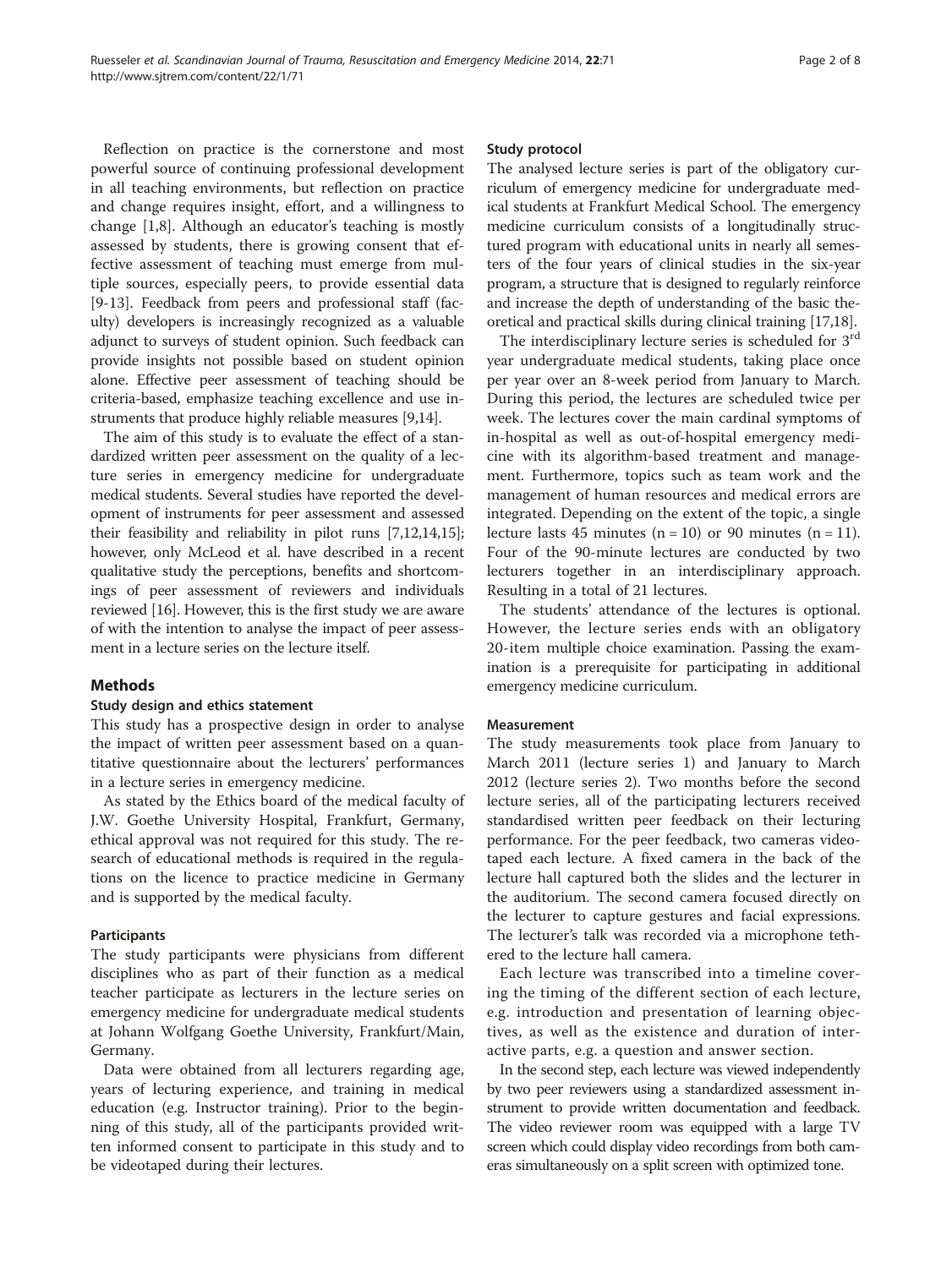Reflection on practice is the cornerstone and most powerful source of continuing professional development in all teaching environments, but reflection on practice and change requires insight, effort, and a willingness to change [1,8]. Although an educator's teaching is mostly assessed by students, there is growing consent that effective assessment of teaching must emerge from multiple sources, especially peers, to provide essential data [9-13]. Feedback from peers and professional staff (faculty) developers is increasingly recognized as a valuable adjunct to surveys of student opinion. Such feedback can provide insights not possible based on student opinion alone. Effective peer assessment of teaching should be criteria-based, emphasize teaching excellence and use instruments that produce highly reliable measures [9,14].

The aim of this study is to evaluate the effect of a standardized written peer assessment on the quality of a lecture series in emergency medicine for undergraduate medical students. Several studies have reported the development of instruments for peer assessment and assessed their feasibility and reliability in pilot runs [7,12,14,15]; however, only McLeod et al. have described in a recent qualitative study the perceptions, benefits and shortcomings of peer assessment of reviewers and individuals reviewed [16]. However, this is the first study we are aware of with the intention to analyse the impact of peer assessment in a lecture series on the lecture itself.

## Methods

### Study design and ethics statement

This study has a prospective design in order to analyse the impact of written peer assessment based on a quantitative questionnaire about the lecturers' performances in a lecture series in emergency medicine.

As stated by the Ethics board of the medical faculty of J.W. Goethe University Hospital, Frankfurt, Germany, ethical approval was not required for this study. The research of educational methods is required in the regulations on the licence to practice medicine in Germany and is supported by the medical faculty.

### Participants

The study participants were physicians from different disciplines who as part of their function as a medical teacher participate as lecturers in the lecture series on emergency medicine for undergraduate medical students at Johann Wolfgang Goethe University, Frankfurt/Main, Germany.

Data were obtained from all lecturers regarding age, years of lecturing experience, and training in medical education (e.g. Instructor training). Prior to the beginning of this study, all of the participants provided written informed consent to participate in this study and to be videotaped during their lectures.

### Study protocol

The analysed lecture series is part of the obligatory curriculum of emergency medicine for undergraduate medical students at Frankfurt Medical School. The emergency medicine curriculum consists of a longitudinally structured program with educational units in nearly all semesters of the four years of clinical studies in the six-year program, a structure that is designed to regularly reinforce and increase the depth of understanding of the basic theoretical and practical skills during clinical training [17,18].

The interdisciplinary lecture series is scheduled for 3rd year undergraduate medical students, taking place once per year over an 8-week period from January to March. During this period, the lectures are scheduled twice per week. The lectures cover the main cardinal symptoms of in-hospital as well as out-of-hospital emergency medicine with its algorithm-based treatment and management. Furthermore, topics such as team work and the management of human resources and medical errors are integrated. Depending on the extent of the topic, a single lecture lasts 45 minutes ($n = 10$) or 90 minutes ($n = 11$). Four of the 90-minute lectures are conducted by two lecturers together in an interdisciplinary approach. Resulting in a total of 21 lectures.

The students' attendance of the lectures is optional. However, the lecture series ends with an obligatory 20-item multiple choice examination. Passing the examination is a prerequisite for participating in additional emergency medicine curriculum.

### Measurement

The study measurements took place from January to March 2011 (lecture series 1) and January to March 2012 (lecture series 2). Two months before the second lecture series, all of the participating lecturers received standardised written peer feedback on their lecturing performance. For the peer feedback, two cameras videotaped each lecture. A fixed camera in the back of the lecture hall captured both the slides and the lecturer in the auditorium. The second camera focused directly on the lecturer to capture gestures and facial expressions. The lecturer's talk was recorded via a microphone tethered to the lecture hall camera.

Each lecture was transcribed into a timeline covering the timing of the different section of each lecture, e.g. introduction and presentation of learning objectives, as well as the existence and duration of interactive parts, e.g. a question and answer section.

In the second step, each lecture was viewed independently by two peer reviewers using a standardized assessment instrument to provide written documentation and feedback. The video reviewer room was equipped with a large TV screen which could display video recordings from both cameras simultaneously on a split screen with optimized tone.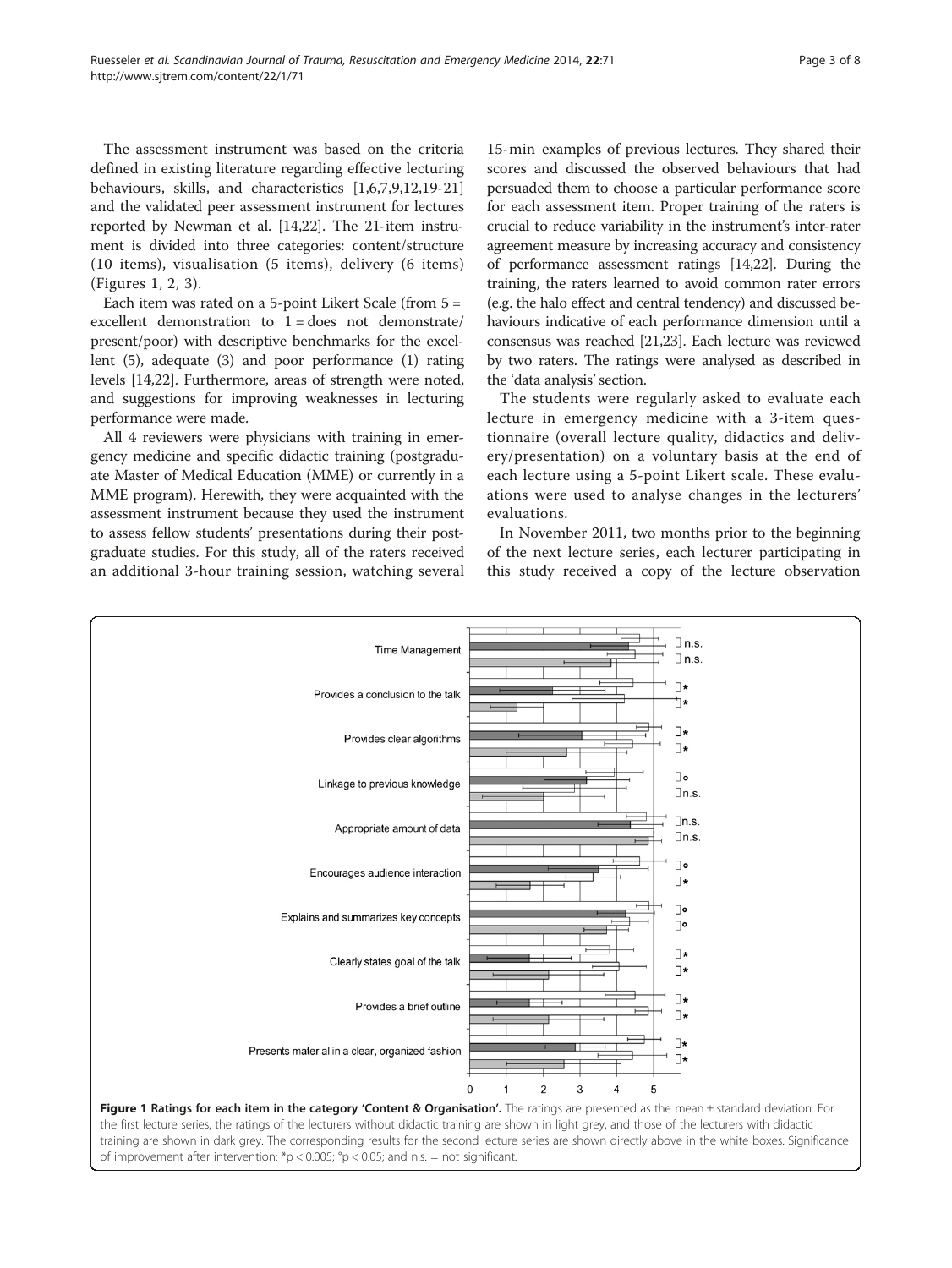The assessment instrument was based on the criteria defined in existing literature regarding effective lecturing behaviours, skills, and characteristics [1,6,7,9,12,19-21] and the validated peer assessment instrument for lectures reported by Newman et al. [14,22]. The 21-item instrument is divided into three categories: content/structure (10 items), visualisation (5 items), delivery (6 items) (Figures 1, 2, 3).

Each item was rated on a 5-point Likert Scale (from 5 = excellent demonstration to 1 = does not demonstrate/present/poor) with descriptive benchmarks for the excellent (5), adequate (3) and poor performance (1) rating levels [14,22]. Furthermore, areas of strength were noted, and suggestions for improving weaknesses in lecturing performance were made.

All 4 reviewers were physicians with training in emergency medicine and specific didactic training (postgraduate Master of Medical Education (MME) or currently in a MME program). Herewith, they were acquainted with the assessment instrument because they used the instrument to assess fellow students' presentations during their postgraduate studies. For this study, all of the raters received an additional 3-hour training session, watching several 15-min examples of previous lectures. They shared their scores and discussed the observed behaviours that had persuaded them to choose a particular performance score for each assessment item. Proper training of the raters is crucial to reduce variability in the instrument's inter-rater agreement measure by increasing accuracy and consistency of performance assessment ratings [14,22]. During the training, the raters learned to avoid common rater errors (e.g. the halo effect and central tendency) and discussed behaviours indicative of each performance dimension until a consensus was reached [21,23]. Each lecture was reviewed by two raters. The ratings were analysed as described in the 'data analysis' section.

The students were regularly asked to evaluate each lecture in emergency medicine with a 3-item questionnaire (overall lecture quality, didactics and delivery/presentation) on a voluntary basis at the end of each lecture using a 5-point Likert scale. These evaluations were used to analyse changes in the lecturers' evaluations.

In November 2011, two months prior to the beginning of the next lecture series, each lecturer participating in this study received a copy of the lecture observation

**Figure 1 Ratings for each item in the category 'Content & Organisation'.** The ratings are presented as the mean ± standard deviation. For the first lecture series, the ratings of the lecturers without didactic training are shown in light grey, and those of the lecturers with didactic training are shown in dark grey. The corresponding results for the second lecture series are shown directly above in the white boxes. Significance of improvement after intervention: *$p < 0.005$; °$p < 0.05$; and n.s. = not significant.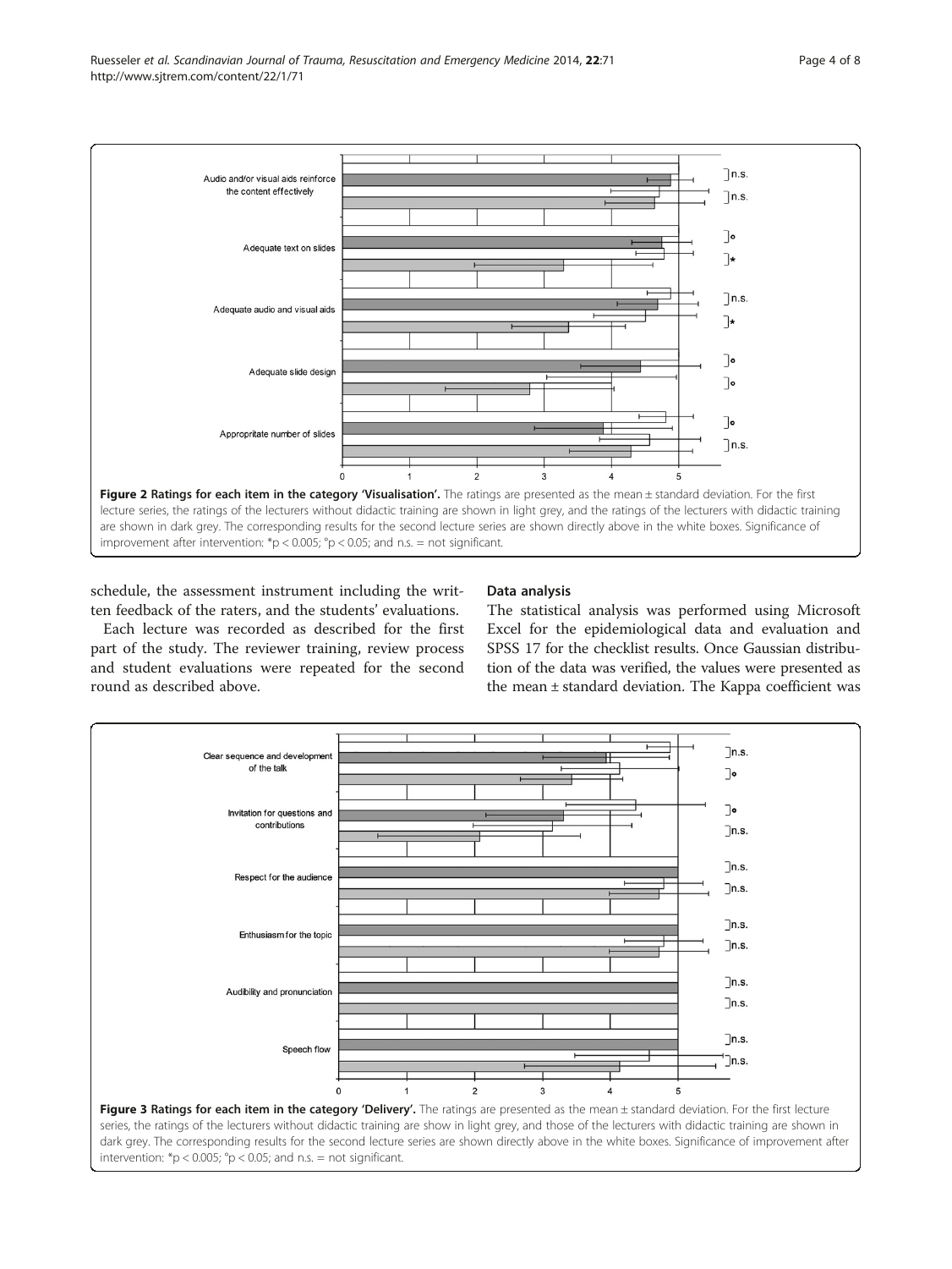Figure 2 Ratings for each item in the category 'Visualisation'. The ratings are presented as the mean ± standard deviation. For the first lecture series, the ratings of the lecturers without didactic training are shown in light grey, and the ratings of the lecturers with didactic training are shown in dark grey. The corresponding results for the second lecture series are shown directly above in the white boxes. Significance of improvement after intervention: *$p < 0.005$; °$p < 0.05$; and n.s. = not significant.

schedule, the assessment instrument including the written feedback of the raters, and the students' evaluations.

Each lecture was recorded as described for the first part of the study. The reviewer training, review process and student evaluations were repeated for the second round as described above.

### Data analysis

The statistical analysis was performed using Microsoft Excel for the epidemiological data and evaluation and SPSS 17 for the checklist results. Once Gaussian distribution of the data was verified, the values were presented as the mean ± standard deviation. The Kappa coefficient was

Figure 3 Ratings for each item in the category 'Delivery'. The ratings are presented as the mean ± standard deviation. For the first lecture series, the ratings of the lecturers without didactic training are show in light grey, and those of the lecturers with didactic training are shown in dark grey. The corresponding results for the second lecture series are shown directly above in the white boxes. Significance of improvement after intervention: *$p < 0.005$; °$p < 0.05$; and n.s. = not significant.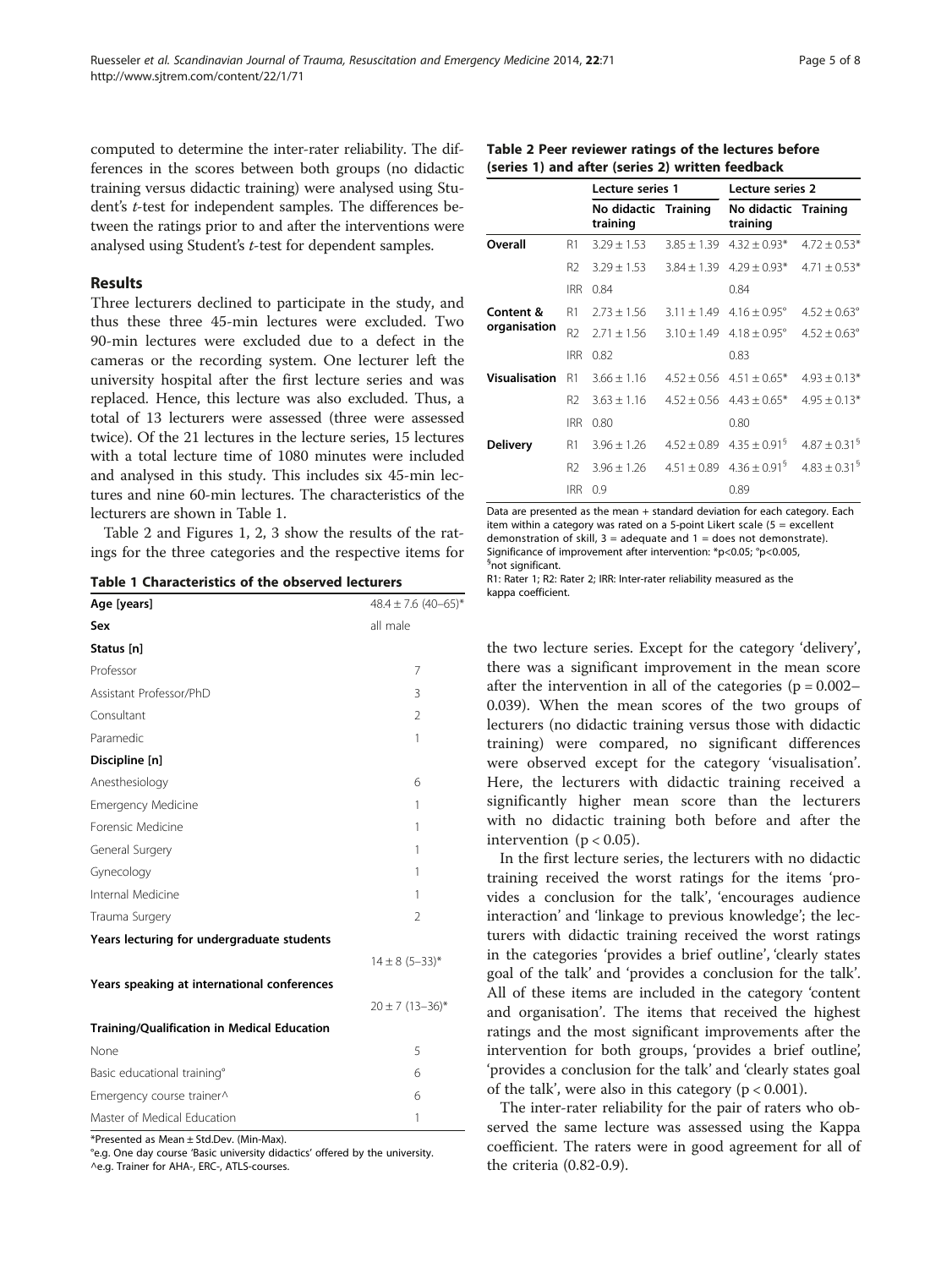computed to determine the inter-rater reliability. The differences in the scores between both groups (no didactic training versus didactic training) were analysed using Student's *t*-test for independent samples. The differences between the ratings prior to and after the interventions were analysed using Student's *t*-test for dependent samples.

## Results

Three lecturers declined to participate in the study, and thus these three 45-min lectures were excluded. Two 90-min lectures were excluded due to a defect in the cameras or the recording system. One lecturer left the university hospital after the first lecture series and was replaced. Hence, this lecture was also excluded. Thus, a total of 13 lecturers were assessed (three were assessed twice). Of the 21 lectures in the lecture series, 15 lectures with a total lecture time of 1080 minutes were included and analysed in this study. This includes six 45-min lectures and nine 60-min lectures. The characteristics of the lecturers are shown in Table 1.

Table 2 and Figures 1, 2, 3 show the results of the ratings for the three categories and the respective items for the two lecture series. Except for the category 'delivery', there was a significant improvement in the mean score after the intervention in all of the categories (p = 0.002–0.039). When the mean scores of the two groups of lecturers (no didactic training versus those with didactic training) were compared, no significant differences were observed except for the category 'visualisation'. Here, the lecturers with didactic training received a significantly higher mean score than the lecturers with no didactic training both before and after the intervention ($p < 0.05$).

In the first lecture series, the lecturers with no didactic training received the worst ratings for the items 'provides a conclusion for the talk', 'encourages audience interaction' and 'linkage to previous knowledge'; the lecturers with didactic training received the worst ratings in the categories 'provides a brief outline', 'clearly states goal of the talk' and 'provides a conclusion for the talk'. All of these items are included in the category 'content and organisation'. The items that received the highest ratings and the most significant improvements after the intervention for both groups, 'provides a brief outline', 'provides a conclusion for the talk' and 'clearly states goal of the talk', were also in this category ($p < 0.001$).

The inter-rater reliability for the pair of raters who observed the same lecture was assessed using the Kappa coefficient. The raters were in good agreement for all of the criteria (0.82-0.9).

**Table 1 Characteristics of the observed lecturers**

| | |
|---|---|
| **Age [years]** | 48.4 ± 7.6 (40–65)* |
| **Sex** | all male |
| **Status [n]** | |
| Professor | 7 |
| Assistant Professor/PhD | 3 |
| Consultant | 2 |
| Paramedic | 1 |
| **Discipline [n]** | |
| Anesthesiology | 6 |
| Emergency Medicine | 1 |
| Forensic Medicine | 1 |
| General Surgery | 1 |
| Gynecology | 1 |
| Internal Medicine | 1 |
| Trauma Surgery | 2 |
| **Years lecturing for undergraduate students** | 14 ± 8 (5–33)* |
| **Years speaking at international conferences** | 20 ± 7 (13–36)* |
| **Training/Qualification in Medical Education** | |
| None | 5 |
| Basic educational training° | 6 |
| Emergency course trainer^ | 6 |
| Master of Medical Education | 1 |

*Presented as Mean ± Std.Dev. (Min-Max).
°e.g. One day course 'Basic university didactics' offered by the university.
^e.g. Trainer for AHA-, ERC-, ATLS-courses.

**Table 2 Peer reviewer ratings of the lectures before (series 1) and after (series 2) written feedback**

| | | Lecture series 1 | | Lecture series 2 | |
|---|---|---|---|---|---|
| | | No didactic training | Training | No didactic training | Training |
| **Overall** | R1 | 3.29 ± 1.53 | 3.85 ± 1.39 | 4.32 ± 0.93* | 4.72 ± 0.53* |
| | R2 | 3.29 ± 1.53 | 3.84 ± 1.39 | 4.29 ± 0.93* | 4.71 ± 0.53* |
| | IRR | 0.84 | | 0.84 | |
| **Content & organisation** | R1 | 2.73 ± 1.56 | 3.11 ± 1.49 | 4.16 ± 0.95° | 4.52 ± 0.63° |
| | R2 | 2.71 ± 1.56 | 3.10 ± 1.49 | 4.18 ± 0.95° | 4.52 ± 0.63° |
| | IRR | 0.82 | | 0.83 | |
| **Visualisation** | R1 | 3.66 ± 1.16 | 4.52 ± 0.56 | 4.51 ± 0.65* | 4.93 ± 0.13* |
| | R2 | 3.63 ± 1.16 | 4.52 ± 0.56 | 4.43 ± 0.65* | 4.95 ± 0.13* |
| | IRR | 0.80 | | 0.80 | |
| **Delivery** | R1 | 3.96 ± 1.26 | 4.52 ± 0.89 | 4.35 ± 0.91§ | 4.87 ± 0.31§ |
| | R2 | 3.96 ± 1.26 | 4.51 ± 0.89 | 4.36 ± 0.91§ | 4.83 ± 0.31§ |
| | IRR | 0.9 | | 0.89 | |

Data are presented as the mean + standard deviation for each category. Each item within a category was rated on a 5-point Likert scale (5 = excellent demonstration of skill, 3 = adequate and 1 = does not demonstrate). Significance of improvement after intervention: *p<0.05; °p<0.005, §not significant.
R1: Rater 1; R2: Rater 2; IRR: Inter-rater reliability measured as the kappa coefficient.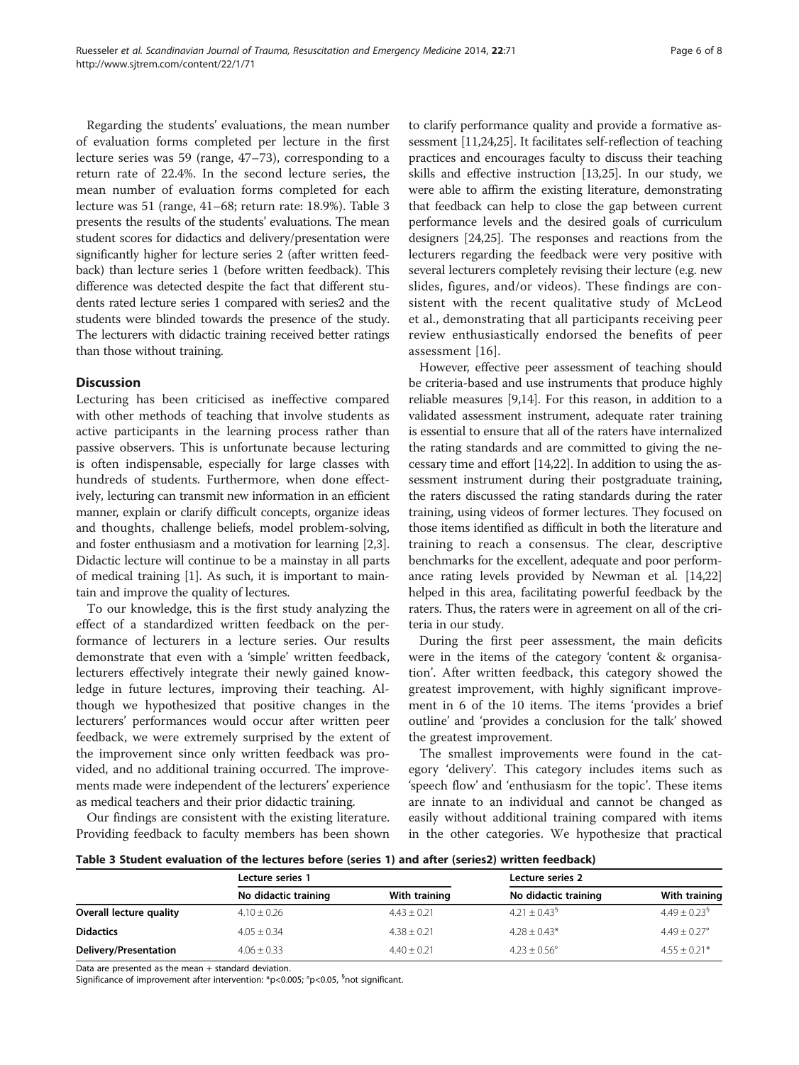Regarding the students' evaluations, the mean number of evaluation forms completed per lecture in the first lecture series was 59 (range, 47–73), corresponding to a return rate of 22.4%. In the second lecture series, the mean number of evaluation forms completed for each lecture was 51 (range, 41–68; return rate: 18.9%). Table 3 presents the results of the students' evaluations. The mean student scores for didactics and delivery/presentation were significantly higher for lecture series 2 (after written feedback) than lecture series 1 (before written feedback). This difference was detected despite the fact that different students rated lecture series 1 compared with series2 and the students were blinded towards the presence of the study. The lecturers with didactic training received better ratings than those without training.

## Discussion

Lecturing has been criticised as ineffective compared with other methods of teaching that involve students as active participants in the learning process rather than passive observers. This is unfortunate because lecturing is often indispensable, especially for large classes with hundreds of students. Furthermore, when done effectively, lecturing can transmit new information in an efficient manner, explain or clarify difficult concepts, organize ideas and thoughts, challenge beliefs, model problem-solving, and foster enthusiasm and a motivation for learning [2,3]. Didactic lecture will continue to be a mainstay in all parts of medical training [1]. As such, it is important to maintain and improve the quality of lectures.

To our knowledge, this is the first study analyzing the effect of a standardized written feedback on the performance of lecturers in a lecture series. Our results demonstrate that even with a 'simple' written feedback, lecturers effectively integrate their newly gained knowledge in future lectures, improving their teaching. Although we hypothesized that positive changes in the lecturers' performances would occur after written peer feedback, we were extremely surprised by the extent of the improvement since only written feedback was provided, and no additional training occurred. The improvements made were independent of the lecturers' experience as medical teachers and their prior didactic training.

Our findings are consistent with the existing literature. Providing feedback to faculty members has been shown to clarify performance quality and provide a formative assessment [11,24,25]. It facilitates self-reflection of teaching practices and encourages faculty to discuss their teaching skills and effective instruction [13,25]. In our study, we were able to affirm the existing literature, demonstrating that feedback can help to close the gap between current performance levels and the desired goals of curriculum designers [24,25]. The responses and reactions from the lecturers regarding the feedback were very positive with several lecturers completely revising their lecture (e.g. new slides, figures, and/or videos). These findings are consistent with the recent qualitative study of McLeod et al., demonstrating that all participants receiving peer review enthusiastically endorsed the benefits of peer assessment [16].

However, effective peer assessment of teaching should be criteria-based and use instruments that produce highly reliable measures [9,14]. For this reason, in addition to a validated assessment instrument, adequate rater training is essential to ensure that all of the raters have internalized the rating standards and are committed to giving the necessary time and effort [14,22]. In addition to using the assessment instrument during their postgraduate training, the raters discussed the rating standards during the rater training, using videos of former lectures. They focused on those items identified as difficult in both the literature and training to reach a consensus. The clear, descriptive benchmarks for the excellent, adequate and poor performance rating levels provided by Newman et al. [14,22] helped in this area, facilitating powerful feedback by the raters. Thus, the raters were in agreement on all of the criteria in our study.

During the first peer assessment, the main deficits were in the items of the category 'content & organisation'. After written feedback, this category showed the greatest improvement, with highly significant improvement in 6 of the 10 items. The items 'provides a brief outline' and 'provides a conclusion for the talk' showed the greatest improvement.

The smallest improvements were found in the category 'delivery'. This category includes items such as 'speech flow' and 'enthusiasm for the topic'. These items are innate to an individual and cannot be changed as easily without additional training compared with items in the other categories. We hypothesize that practical

**Table 3 Student evaluation of the lectures before (series 1) and after (series2) written feedback**

| | Lecture series 1 | | Lecture series 2 | |
|---|---|---|---|---|
| | No didactic training | With training | No didactic training | With training |
| **Overall lecture quality** | 4.10 ± 0.26 | 4.43 ± 0.21 | 4.21 ± 0.43§ | 4.49 ± 0.23§ |
| **Didactics** | 4.05 ± 0.34 | 4.38 ± 0.21 | 4.28 ± 0.43* | 4.49 ± 0.27° |
| **Delivery/Presentation** | 4.06 ± 0.33 | 4.40 ± 0.21 | 4.23 ± 0.56° | 4.55 ± 0.21* |

Data are presented as the mean + standard deviation.
Significance of improvement after intervention: *$p<0.005$; °$p<0.05$, §not significant.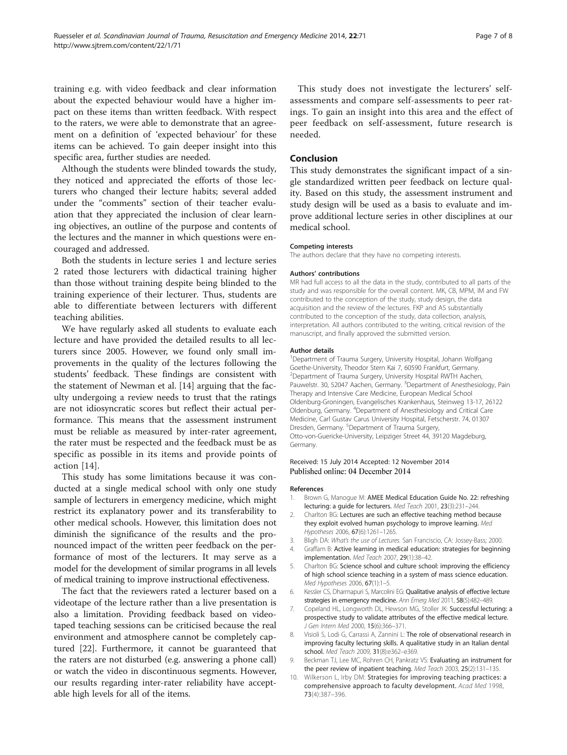training e.g. with video feedback and clear information about the expected behaviour would have a higher impact on these items than written feedback. With respect to the raters, we were able to demonstrate that an agreement on a definition of 'expected behaviour' for these items can be achieved. To gain deeper insight into this specific area, further studies are needed.

Although the students were blinded towards the study, they noticed and appreciated the efforts of those lecturers who changed their lecture habits; several added under the "comments" section of their teacher evaluation that they appreciated the inclusion of clear learning objectives, an outline of the purpose and contents of the lectures and the manner in which questions were encouraged and addressed.

Both the students in lecture series 1 and lecture series 2 rated those lecturers with didactical training higher than those without training despite being blinded to the training experience of their lecturer. Thus, students are able to differentiate between lecturers with different teaching abilities.

We have regularly asked all students to evaluate each lecture and have provided the detailed results to all lecturers since 2005. However, we found only small improvements in the quality of the lectures following the students' feedback. These findings are consistent with the statement of Newman et al. [14] arguing that the faculty undergoing a review needs to trust that the ratings are not idiosyncratic scores but reflect their actual performance. This means that the assessment instrument must be reliable as measured by inter-rater agreement, the rater must be respected and the feedback must be as specific as possible in its items and provide points of action [14].

This study has some limitations because it was conducted at a single medical school with only one study sample of lecturers in emergency medicine, which might restrict its explanatory power and its transferability to other medical schools. However, this limitation does not diminish the significance of the results and the pronounced impact of the written peer feedback on the performance of most of the lecturers. It may serve as a model for the development of similar programs in all levels of medical training to improve instructional effectiveness.

The fact that the reviewers rated a lecturer based on a videotape of the lecture rather than a live presentation is also a limitation. Providing feedback based on videotaped teaching sessions can be criticised because the real environment and atmosphere cannot be completely captured [22]. Furthermore, it cannot be guaranteed that the raters are not disturbed (e.g. answering a phone call) or watch the video in discontinuous segments. However, our results regarding inter-rater reliability have acceptable high levels for all of the items.

This study does not investigate the lecturers' self-assessments and compare self-assessments to peer ratings. To gain an insight into this area and the effect of peer feedback on self-assessment, future research is needed.

## Conclusion

This study demonstrates the significant impact of a single standardized written peer feedback on lecture quality. Based on this study, the assessment instrument and study design will be used as a basis to evaluate and improve additional lecture series in other disciplines at our medical school.

#### Competing interests

The authors declare that they have no competing interests.

#### Authors' contributions

MR had full access to all the data in the study, contributed to all parts of the study and was responsible for the overall content. MK, CB, MPM, IM and FW contributed to the conception of the study, study design, the data acquisition and the review of the lectures. FKP and AS substantially contributed to the conception of the study, data collection, analysis, interpretation. All authors contributed to the writing, critical revision of the manuscript, and finally approved the submitted version.

#### Author details

[1]Department of Trauma Surgery, University Hospital, Johann Wolfgang Goethe-University, Theodor Stern Kai 7, 60590 Frankfurt, Germany. [2]Department of Trauma Surgery, University Hospital RWTH Aachen, Pauwelstr. 30, 52047 Aachen, Germany. [3]Department of Anesthesiology, Pain Therapy and Intensive Care Medicine, European Medical School Oldenburg-Groningen, Evangelisches Krankenhaus, Steinweg 13-17, 26122 Oldenburg, Germany. [4]Department of Anesthesiology and Critical Care Medicine, Carl Gustav Carus University Hospital, Fetscherstr. 74, 01307 Dresden, Germany. [5]Department of Trauma Surgery, Otto-von-Guericke-University, Leipziger Street 44, 39120 Magdeburg, Germany.

Received: 15 July 2014 Accepted: 12 November 2014
Published online: 04 December 2014

#### References

1. Brown G, Manogue M: AMEE Medical Education Guide No. 22: refreshing lecturing: a guide for lecturers. *Med Teach* 2001, **23**(3):231–244.
2. Charlton BG: Lectures are such an effective teaching method because they exploit evolved human psychology to improve learning. *Med Hypotheses* 2006, **67**(6):1261–1265.
3. Bligh DA: *What's the use of Lectures.* San Franciscio, CA: Jossey-Bass; 2000.
4. Graffam B: Active learning in medical education: strategies for beginning implementation. *Med Teach* 2007, **29**(1):38–42.
5. Charlton BG: Science school and culture school: improving the efficiency of high school science teaching in a system of mass science education. *Med Hypotheses* 2006, **67**(1):1–5.
6. Kessler CS, Dharmapuri S, Marcolini EG: Qualitative analysis of effective lecture strategies in emergency medicine. *Ann Emerg Med* 2011, **58**(5):482–489.
7. Copeland HL, Longworth DL, Hewson MG, Stoller JK: Successful lecturing: a prospective study to validate attributes of the effective medical lecture. *J Gen Intern Med* 2000, **15**(6):366–371.
8. Visioli S, Lodi G, Carrassi A, Zannini L: The role of observational research in improving faculty lecturing skills. A qualitative study in an Italian dental school. *Med Teach* 2009, **31**(8):e362–e369.
9. Beckman TJ, Lee MC, Rohren CH, Pankratz VS: Evaluating an instrument for the peer review of inpatient teaching. *Med Teach* 2003, **25**(2):131–135.
10. Wilkerson L, Irby DM: Strategies for improving teaching practices: a comprehensive approach to faculty development. *Acad Med* 1998, **73**(4):387–396.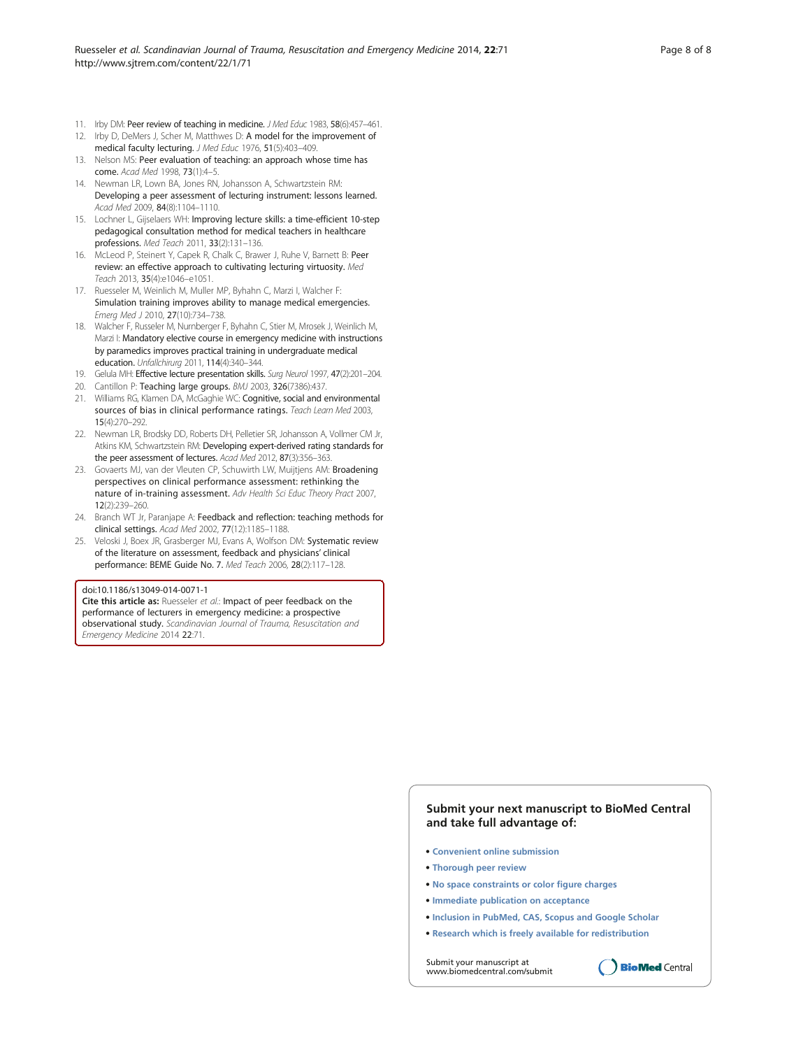11. Irby DM: Peer review of teaching in medicine. *J Med Educ* 1983, **58**(6):457–461.
12. Irby D, DeMers J, Scher M, Matthwes D: A model for the improvement of medical faculty lecturing. *J Med Educ* 1976, **51**(5):403–409.
13. Nelson MS: Peer evaluation of teaching: an approach whose time has come. *Acad Med* 1998, **73**(1):4–5.
14. Newman LR, Lown BA, Jones RN, Johansson A, Schwartzstein RM: Developing a peer assessment of lecturing instrument: lessons learned. *Acad Med* 2009, **84**(8):1104–1110.
15. Lochner L, Gijselaers WH: Improving lecture skills: a time-efficient 10-step pedagogical consultation method for medical teachers in healthcare professions. *Med Teach* 2011, **33**(2):131–136.
16. McLeod P, Steinert Y, Capek R, Chalk C, Brawer J, Ruhe V, Barnett B: Peer review: an effective approach to cultivating lecturing virtuosity. *Med Teach* 2013, **35**(4):e1046–e1051.
17. Ruesseler M, Weinlich M, Muller MP, Byhahn C, Marzi I, Walcher F: Simulation training improves ability to manage medical emergencies. *Emerg Med J* 2010, **27**(10):734–738.
18. Walcher F, Russeler M, Nurnberger F, Byhahn C, Stier M, Mrosek J, Weinlich M, Marzi I: Mandatory elective course in emergency medicine with instructions by paramedics improves practical training in undergraduate medical education. *Unfallchirurg* 2011, **114**(4):340–344.
19. Gelula MH: Effective lecture presentation skills. *Surg Neurol* 1997, **47**(2):201–204.
20. Cantillon P: Teaching large groups. *BMJ* 2003, **326**(7386):437.
21. Williams RG, Klamen DA, McGaghie WC: Cognitive, social and environmental sources of bias in clinical performance ratings. *Teach Learn Med* 2003, **15**(4):270–292.
22. Newman LR, Brodsky DD, Roberts DH, Pelletier SR, Johansson A, Vollmer CM Jr, Atkins KM, Schwartzstein RM: Developing expert-derived rating standards for the peer assessment of lectures. *Acad Med* 2012, **87**(3):356–363.
23. Govaerts MJ, van der Vleuten CP, Schuwirth LW, Muijtjens AM: Broadening perspectives on clinical performance assessment: rethinking the nature of in-training assessment. *Adv Health Sci Educ Theory Pract* 2007, **12**(2):239–260.
24. Branch WT Jr, Paranjape A: Feedback and reflection: teaching methods for clinical settings. *Acad Med* 2002, **77**(12):1185–1188.
25. Veloski J, Boex JR, Grasberger MJ, Evans A, Wolfson DM: Systematic review of the literature on assessment, feedback and physicians' clinical performance: BEME Guide No. 7. *Med Teach* 2006, **28**(2):117–128.

doi:10.1186/s13049-014-0071-1

**Cite this article as:** Ruesseler *et al.*: Impact of peer feedback on the performance of lecturers in emergency medicine: a prospective observational study. *Scandinavian Journal of Trauma, Resuscitation and Emergency Medicine* 2014 **22**:71.

**Submit your next manuscript to BioMed Central and take full advantage of:**

- Convenient online submission
- Thorough peer review
- No space constraints or color figure charges
- Immediate publication on acceptance
- Inclusion in PubMed, CAS, Scopus and Google Scholar
- Research which is freely available for redistribution

Submit your manuscript at www.biomedcentral.com/submit

BioMed Central